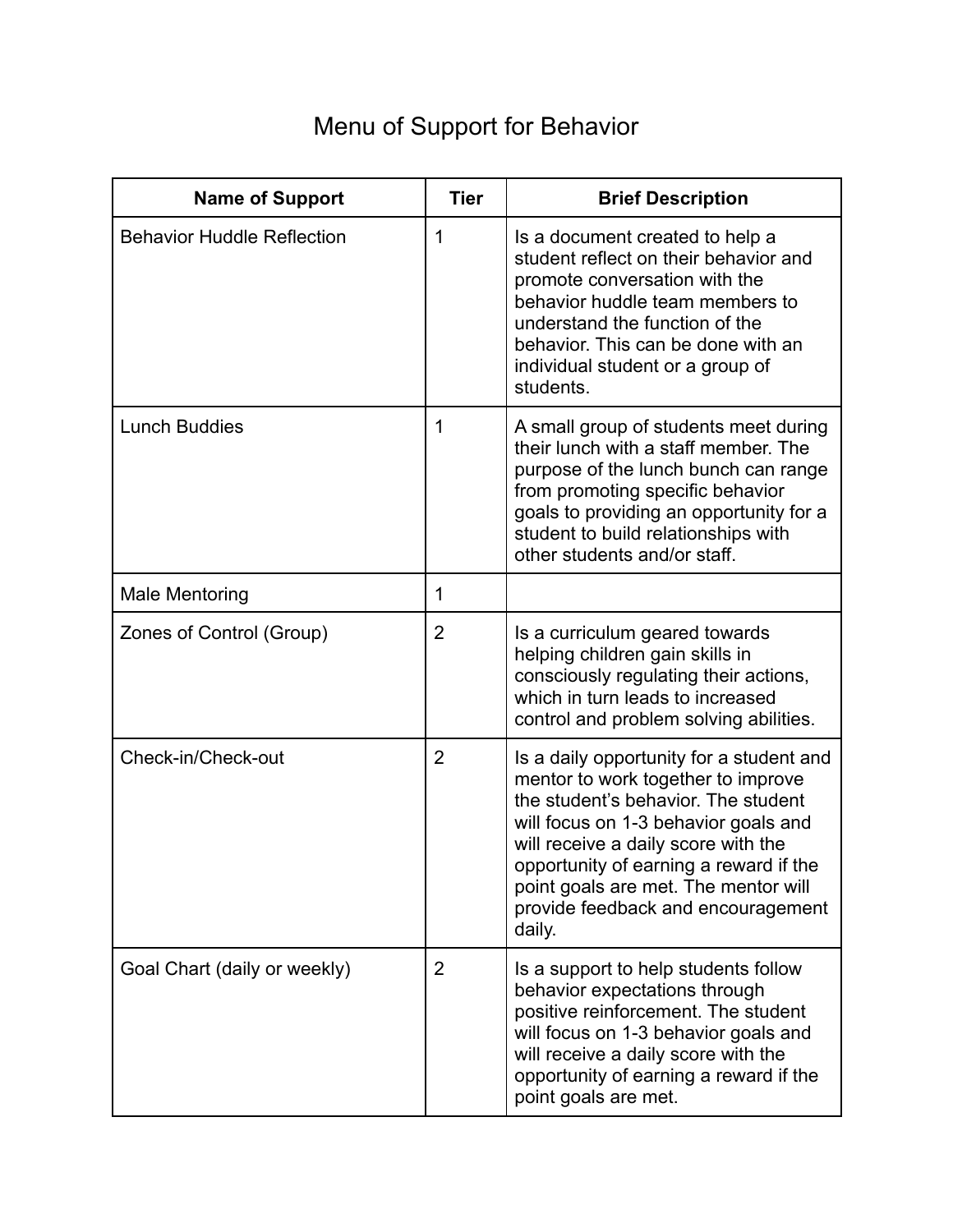# Menu of Support for Behavior

| Name of Support | Tier | Brief Description |
|---|---|---|
| Behavior Huddle Reflection | 1 | Is a document created to help a student reflect on their behavior and promote conversation with the behavior huddle team members to understand the function of the behavior. This can be done with an individual student or a group of students. |
| Lunch Buddies | 1 | A small group of students meet during their lunch with a staff member. The purpose of the lunch bunch can range from promoting specific behavior goals to providing an opportunity for a student to build relationships with other students and/or staff. |
| Male Mentoring | 1 | |
| Zones of Control (Group) | 2 | Is a curriculum geared towards helping children gain skills in consciously regulating their actions, which in turn leads to increased control and problem solving abilities. |
| Check-in/Check-out | 2 | Is a daily opportunity for a student and mentor to work together to improve the student's behavior. The student will focus on 1-3 behavior goals and will receive a daily score with the opportunity of earning a reward if the point goals are met. The mentor will provide feedback and encouragement daily. |
| Goal Chart (daily or weekly) | 2 | Is a support to help students follow behavior expectations through positive reinforcement. The student will focus on 1-3 behavior goals and will receive a daily score with the opportunity of earning a reward if the point goals are met. |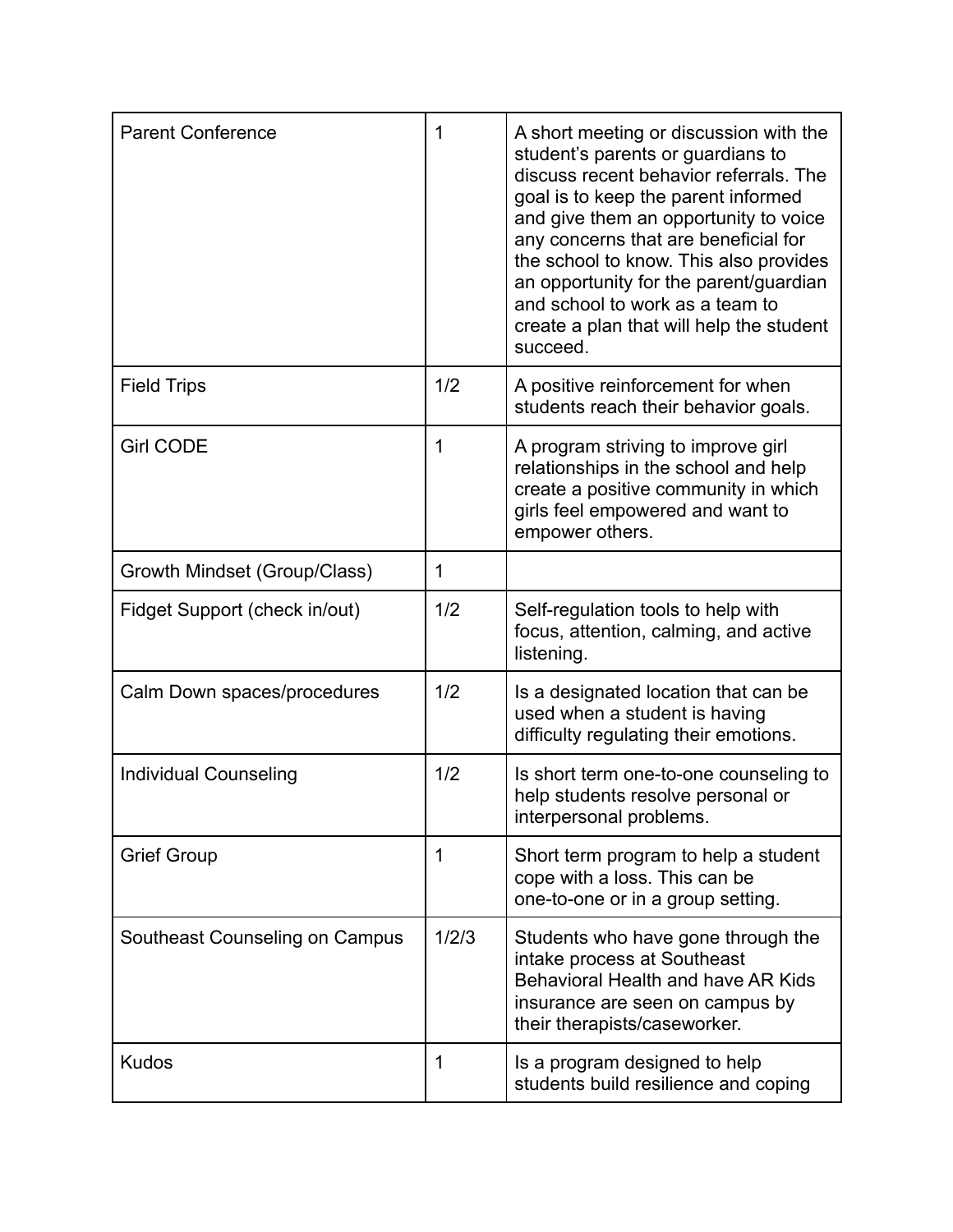| | | |
|---|---|---|
| Parent Conference | 1 | A short meeting or discussion with the student's parents or guardians to discuss recent behavior referrals. The goal is to keep the parent informed and give them an opportunity to voice any concerns that are beneficial for the school to know. This also provides an opportunity for the parent/guardian and school to work as a team to create a plan that will help the student succeed. |
| Field Trips | 1/2 | A positive reinforcement for when students reach their behavior goals. |
| Girl CODE | 1 | A program striving to improve girl relationships in the school and help create a positive community in which girls feel empowered and want to empower others. |
| Growth Mindset (Group/Class) | 1 | |
| Fidget Support (check in/out) | 1/2 | Self-regulation tools to help with focus, attention, calming, and active listening. |
| Calm Down spaces/procedures | 1/2 | Is a designated location that can be used when a student is having difficulty regulating their emotions. |
| Individual Counseling | 1/2 | Is short term one-to-one counseling to help students resolve personal or interpersonal problems. |
| Grief Group | 1 | Short term program to help a student cope with a loss. This can be one-to-one or in a group setting. |
| Southeast Counseling on Campus | 1/2/3 | Students who have gone through the intake process at Southeast Behavioral Health and have AR Kids insurance are seen on campus by their therapists/caseworker. |
| Kudos | 1 | Is a program designed to help students build resilience and coping |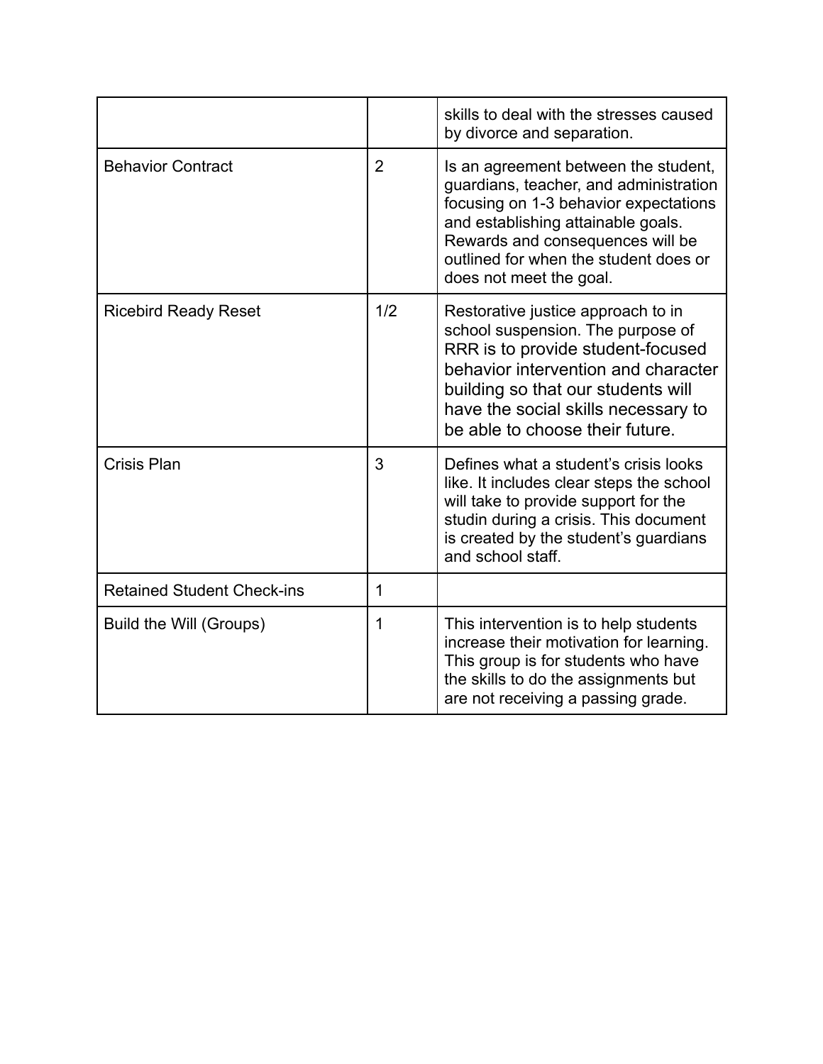| | | |
|---|---|---|
| | | skills to deal with the stresses caused by divorce and separation. |
| Behavior Contract | 2 | Is an agreement between the student, guardians, teacher, and administration focusing on 1-3 behavior expectations and establishing attainable goals. Rewards and consequences will be outlined for when the student does or does not meet the goal. |
| Ricebird Ready Reset | 1/2 | Restorative justice approach to in school suspension. The purpose of RRR is to provide student-focused behavior intervention and character building so that our students will have the social skills necessary to be able to choose their future. |
| Crisis Plan | 3 | Defines what a student's crisis looks like. It includes clear steps the school will take to provide support for the studin during a crisis. This document is created by the student's guardians and school staff. |
| Retained Student Check-ins | 1 | |
| Build the Will (Groups) | 1 | This intervention is to help students increase their motivation for learning. This group is for students who have the skills to do the assignments but are not receiving a passing grade. |